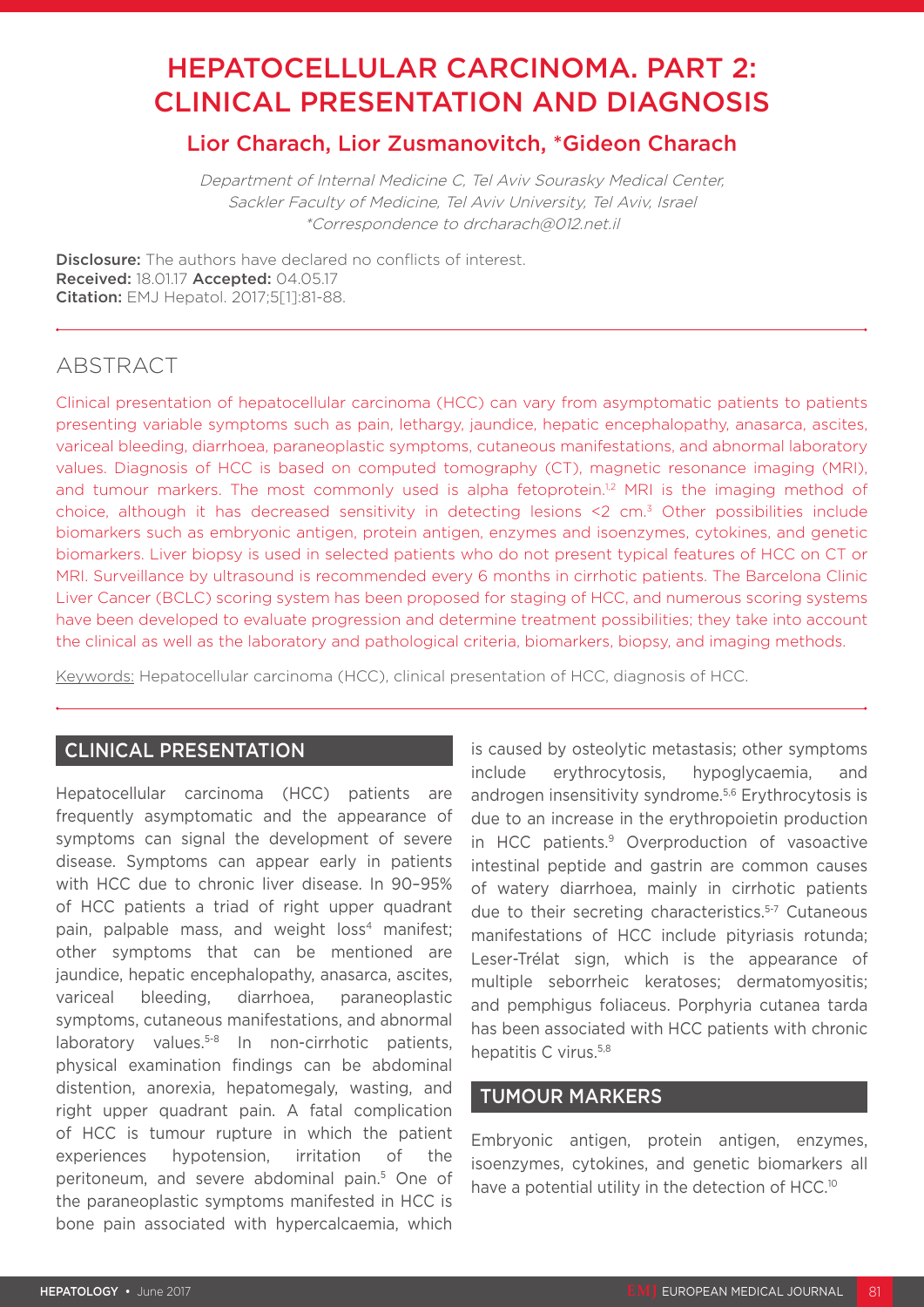# HEPATOCELLULAR CARCINOMA. PART 2: CLINICAL PRESENTATION AND DIAGNOSIS

## Lior Charach, Lior Zusmanovitch, *Gideon Charach

*Department of Internal Medicine C, Tel Aviv Sourasky Medical Center, Sackler Faculty of Medicine, Tel Aviv University, Tel Aviv, Israel*
*\*Correspondence to drcharach@012.net.il*

**Disclosure:** The authors have declared no conflicts of interest.
**Received:** 18.01.17 **Accepted:** 04.05.17
**Citation:** EMJ Hepatol. 2017;5[1]:81-88.

## ABSTRACT

Clinical presentation of hepatocellular carcinoma (HCC) can vary from asymptomatic patients to patients presenting variable symptoms such as pain, lethargy, jaundice, hepatic encephalopathy, anasarca, ascites, variceal bleeding, diarrhoea, paraneoplastic symptoms, cutaneous manifestations, and abnormal laboratory values. Diagnosis of HCC is based on computed tomography (CT), magnetic resonance imaging (MRI), and tumour markers. The most commonly used is alpha fetoprotein.[1,2] MRI is the imaging method of choice, although it has decreased sensitivity in detecting lesions <2 cm.[3] Other possibilities include biomarkers such as embryonic antigen, protein antigen, enzymes and isoenzymes, cytokines, and genetic biomarkers. Liver biopsy is used in selected patients who do not present typical features of HCC on CT or MRI. Surveillance by ultrasound is recommended every 6 months in cirrhotic patients. The Barcelona Clinic Liver Cancer (BCLC) scoring system has been proposed for staging of HCC, and numerous scoring systems have been developed to evaluate progression and determine treatment possibilities; they take into account the clinical as well as the laboratory and pathological criteria, biomarkers, biopsy, and imaging methods.

Keywords: Hepatocellular carcinoma (HCC), clinical presentation of HCC, diagnosis of HCC.

## CLINICAL PRESENTATION

Hepatocellular carcinoma (HCC) patients are frequently asymptomatic and the appearance of symptoms can signal the development of severe disease. Symptoms can appear early in patients with HCC due to chronic liver disease. In 90–95% of HCC patients a triad of right upper quadrant pain, palpable mass, and weight loss[4] manifest; other symptoms that can be mentioned are jaundice, hepatic encephalopathy, anasarca, ascites, variceal bleeding, diarrhoea, paraneoplastic symptoms, cutaneous manifestations, and abnormal laboratory values.[5-8] In non-cirrhotic patients, physical examination findings can be abdominal distention, anorexia, hepatomegaly, wasting, and right upper quadrant pain. A fatal complication of HCC is tumour rupture in which the patient experiences hypotension, irritation of the peritoneum, and severe abdominal pain.[5] One of the paraneoplastic symptoms manifested in HCC is bone pain associated with hypercalcaemia, which is caused by osteolytic metastasis; other symptoms include erythrocytosis, hypoglycaemia, and androgen insensitivity syndrome.[5,6] Erythrocytosis is due to an increase in the erythropoietin production in HCC patients.[9] Overproduction of vasoactive intestinal peptide and gastrin are common causes of watery diarrhoea, mainly in cirrhotic patients due to their secreting characteristics.[5-7] Cutaneous manifestations of HCC include pityriasis rotunda; Leser-Trélat sign, which is the appearance of multiple seborrheic keratoses; dermatomyositis; and pemphigus foliaceus. Porphyria cutanea tarda has been associated with HCC patients with chronic hepatitis C virus.[5,8]

## TUMOUR MARKERS

Embryonic antigen, protein antigen, enzymes, isoenzymes, cytokines, and genetic biomarkers all have a potential utility in the detection of HCC.[10]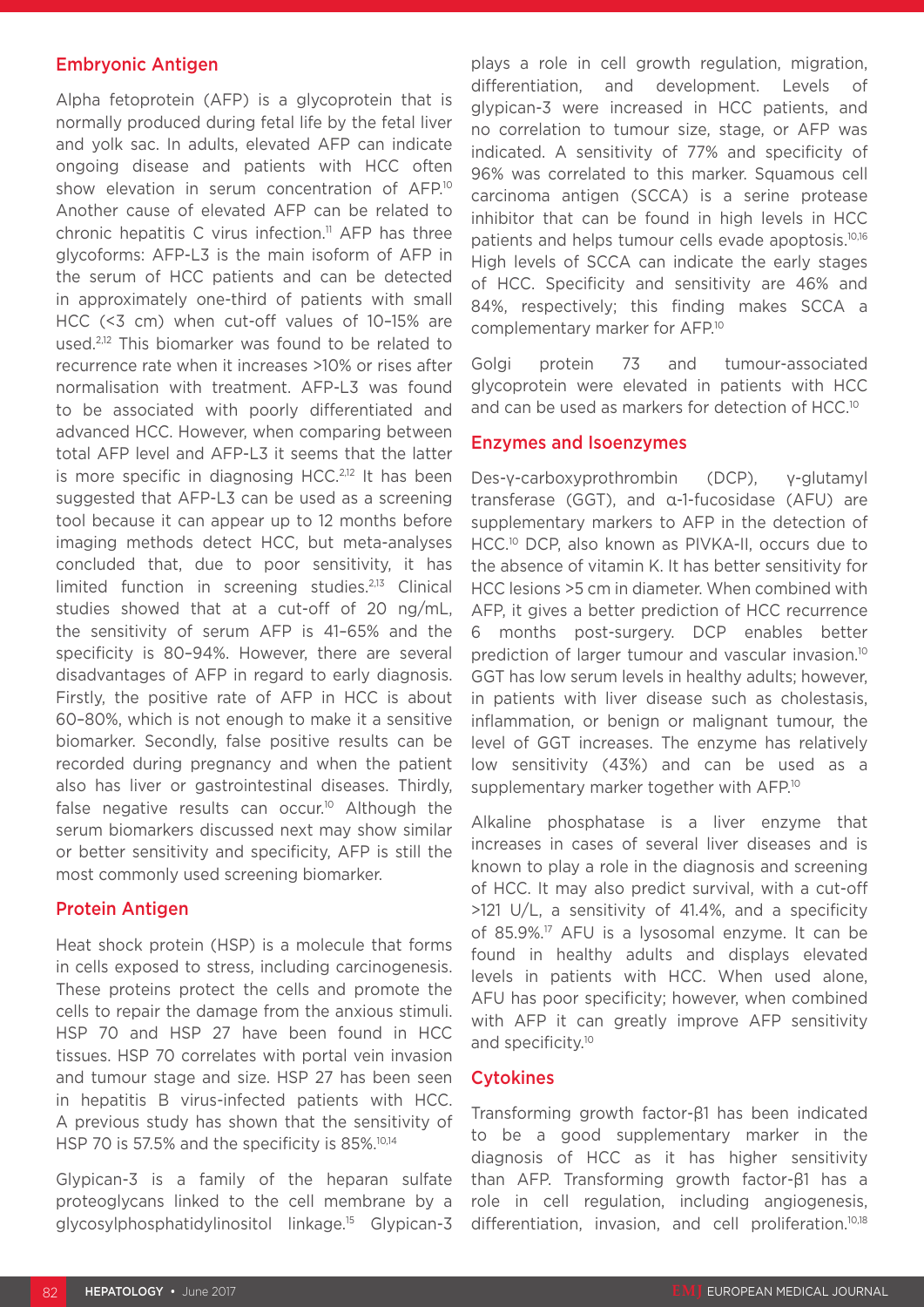### Embryonic Antigen

Alpha fetoprotein (AFP) is a glycoprotein that is normally produced during fetal life by the fetal liver and yolk sac. In adults, elevated AFP can indicate ongoing disease and patients with HCC often show elevation in serum concentration of AFP.[10] Another cause of elevated AFP can be related to chronic hepatitis C virus infection.[11] AFP has three glycoforms: AFP-L3 is the main isoform of AFP in the serum of HCC patients and can be detected in approximately one-third of patients with small HCC (<3 cm) when cut-off values of 10–15% are used.[2,12] This biomarker was found to be related to recurrence rate when it increases >10% or rises after normalisation with treatment. AFP-L3 was found to be associated with poorly differentiated and advanced HCC. However, when comparing between total AFP level and AFP-L3 it seems that the latter is more specific in diagnosing HCC.[2,12] It has been suggested that AFP-L3 can be used as a screening tool because it can appear up to 12 months before imaging methods detect HCC, but meta-analyses concluded that, due to poor sensitivity, it has limited function in screening studies.[2,13] Clinical studies showed that at a cut-off of 20 ng/mL, the sensitivity of serum AFP is 41–65% and the specificity is 80–94%. However, there are several disadvantages of AFP in regard to early diagnosis. Firstly, the positive rate of AFP in HCC is about 60–80%, which is not enough to make it a sensitive biomarker. Secondly, false positive results can be recorded during pregnancy and when the patient also has liver or gastrointestinal diseases. Thirdly, false negative results can occur.[10] Although the serum biomarkers discussed next may show similar or better sensitivity and specificity, AFP is still the most commonly used screening biomarker.

### Protein Antigen

Heat shock protein (HSP) is a molecule that forms in cells exposed to stress, including carcinogenesis. These proteins protect the cells and promote the cells to repair the damage from the anxious stimuli. HSP 70 and HSP 27 have been found in HCC tissues. HSP 70 correlates with portal vein invasion and tumour stage and size. HSP 27 has been seen in hepatitis B virus-infected patients with HCC. A previous study has shown that the sensitivity of HSP 70 is 57.5% and the specificity is 85%.[10,14]

Glypican-3 is a family of the heparan sulfate proteoglycans linked to the cell membrane by a glycosylphosphatidylinositol linkage.[15] Glypican-3 plays a role in cell growth regulation, migration, differentiation, and development. Levels of glypican-3 were increased in HCC patients, and no correlation to tumour size, stage, or AFP was indicated. A sensitivity of 77% and specificity of 96% was correlated to this marker. Squamous cell carcinoma antigen (SCCA) is a serine protease inhibitor that can be found in high levels in HCC patients and helps tumour cells evade apoptosis.[10,16] High levels of SCCA can indicate the early stages of HCC. Specificity and sensitivity are 46% and 84%, respectively; this finding makes SCCA a complementary marker for AFP.[10]

Golgi protein 73 and tumour-associated glycoprotein were elevated in patients with HCC and can be used as markers for detection of HCC.[10]

### Enzymes and Isoenzymes

Des-γ-carboxyprothrombin (DCP), γ-glutamyl transferase (GGT), and α-1-fucosidase (AFU) are supplementary markers to AFP in the detection of HCC.[10] DCP, also known as PIVKA-II, occurs due to the absence of vitamin K. It has better sensitivity for HCC lesions >5 cm in diameter. When combined with AFP, it gives a better prediction of HCC recurrence 6 months post-surgery. DCP enables better prediction of larger tumour and vascular invasion.[10] GGT has low serum levels in healthy adults; however, in patients with liver disease such as cholestasis, inflammation, or benign or malignant tumour, the level of GGT increases. The enzyme has relatively low sensitivity (43%) and can be used as a supplementary marker together with AFP.[10]

Alkaline phosphatase is a liver enzyme that increases in cases of several liver diseases and is known to play a role in the diagnosis and screening of HCC. It may also predict survival, with a cut-off >121 U/L, a sensitivity of 41.4%, and a specificity of 85.9%.[17] AFU is a lysosomal enzyme. It can be found in healthy adults and displays elevated levels in patients with HCC. When used alone, AFU has poor specificity; however, when combined with AFP it can greatly improve AFP sensitivity and specificity.[10]

### Cytokines

Transforming growth factor-β1 has been indicated to be a good supplementary marker in the diagnosis of HCC as it has higher sensitivity than AFP. Transforming growth factor-β1 has a role in cell regulation, including angiogenesis, differentiation, invasion, and cell proliferation.[10,18]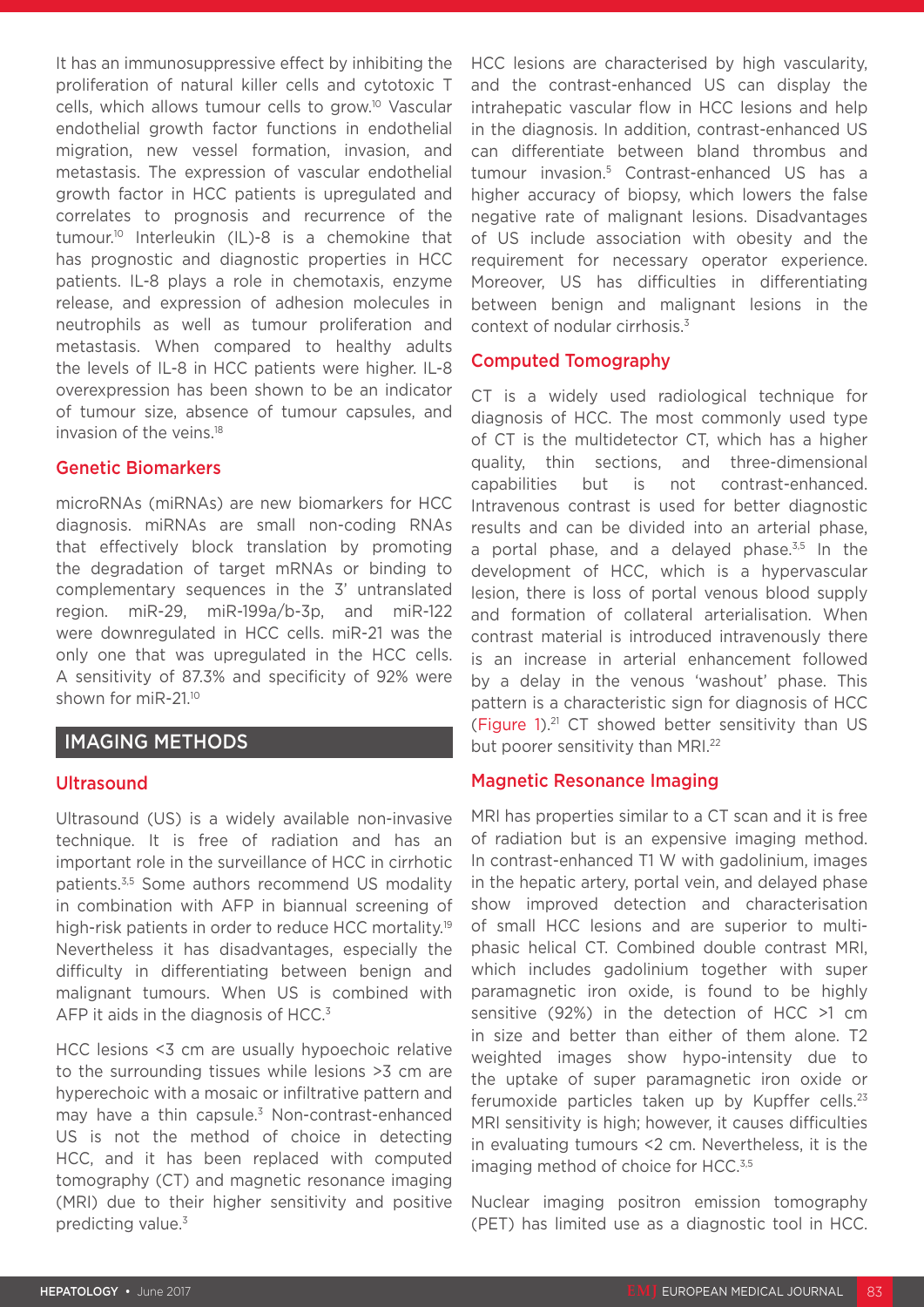It has an immunosuppressive effect by inhibiting the proliferation of natural killer cells and cytotoxic T cells, which allows tumour cells to grow.[10] Vascular endothelial growth factor functions in endothelial migration, new vessel formation, invasion, and metastasis. The expression of vascular endothelial growth factor in HCC patients is upregulated and correlates to prognosis and recurrence of the tumour.[10] Interleukin (IL)-8 is a chemokine that has prognostic and diagnostic properties in HCC patients. IL-8 plays a role in chemotaxis, enzyme release, and expression of adhesion molecules in neutrophils as well as tumour proliferation and metastasis. When compared to healthy adults the levels of IL-8 in HCC patients were higher. IL-8 overexpression has been shown to be an indicator of tumour size, absence of tumour capsules, and invasion of the veins.[18]

### Genetic Biomarkers

microRNAs (miRNAs) are new biomarkers for HCC diagnosis. miRNAs are small non-coding RNAs that effectively block translation by promoting the degradation of target mRNAs or binding to complementary sequences in the 3' untranslated region. miR-29, miR-199a/b-3p, and miR-122 were downregulated in HCC cells. miR-21 was the only one that was upregulated in the HCC cells. A sensitivity of 87.3% and specificity of 92% were shown for miR-21.[10]

## IMAGING METHODS

### Ultrasound

Ultrasound (US) is a widely available non-invasive technique. It is free of radiation and has an important role in the surveillance of HCC in cirrhotic patients.[3,5] Some authors recommend US modality in combination with AFP in biannual screening of high-risk patients in order to reduce HCC mortality.[19] Nevertheless it has disadvantages, especially the difficulty in differentiating between benign and malignant tumours. When US is combined with AFP it aids in the diagnosis of HCC.[3]

HCC lesions <3 cm are usually hypoechoic relative to the surrounding tissues while lesions >3 cm are hyperechoic with a mosaic or infiltrative pattern and may have a thin capsule.[3] Non-contrast-enhanced US is not the method of choice in detecting HCC, and it has been replaced with computed tomography (CT) and magnetic resonance imaging (MRI) due to their higher sensitivity and positive predicting value.[3]

HCC lesions are characterised by high vascularity, and the contrast-enhanced US can display the intrahepatic vascular flow in HCC lesions and help in the diagnosis. In addition, contrast-enhanced US can differentiate between bland thrombus and tumour invasion.[5] Contrast-enhanced US has a higher accuracy of biopsy, which lowers the false negative rate of malignant lesions. Disadvantages of US include association with obesity and the requirement for necessary operator experience. Moreover, US has difficulties in differentiating between benign and malignant lesions in the context of nodular cirrhosis.[3]

### Computed Tomography

CT is a widely used radiological technique for diagnosis of HCC. The most commonly used type of CT is the multidetector CT, which has a higher quality, thin sections, and three-dimensional capabilities but is not contrast-enhanced. Intravenous contrast is used for better diagnostic results and can be divided into an arterial phase, a portal phase, and a delayed phase.[3,5] In the development of HCC, which is a hypervascular lesion, there is loss of portal venous blood supply and formation of collateral arterialisation. When contrast material is introduced intravenously there is an increase in arterial enhancement followed by a delay in the venous 'washout' phase. This pattern is a characteristic sign for diagnosis of HCC (Figure 1).[21] CT showed better sensitivity than US but poorer sensitivity than MRI.[22]

### Magnetic Resonance Imaging

MRI has properties similar to a CT scan and it is free of radiation but is an expensive imaging method. In contrast-enhanced T1 W with gadolinium, images in the hepatic artery, portal vein, and delayed phase show improved detection and characterisation of small HCC lesions and are superior to multi-phasic helical CT. Combined double contrast MRI, which includes gadolinium together with super paramagnetic iron oxide, is found to be highly sensitive (92%) in the detection of HCC >1 cm in size and better than either of them alone. T2 weighted images show hypo-intensity due to the uptake of super paramagnetic iron oxide or ferumoxide particles taken up by Kupffer cells.[23] MRI sensitivity is high; however, it causes difficulties in evaluating tumours <2 cm. Nevertheless, it is the imaging method of choice for HCC.[3,5]

Nuclear imaging positron emission tomography (PET) has limited use as a diagnostic tool in HCC.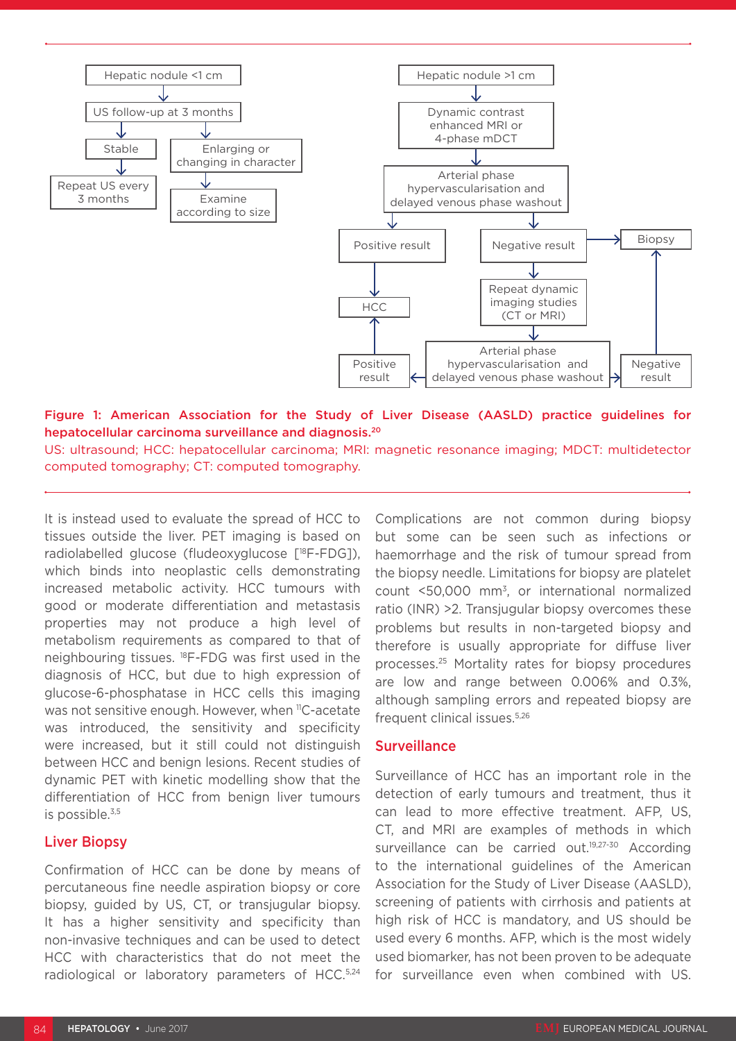Figure 1: American Association for the Study of Liver Disease (AASLD) practice guidelines for hepatocellular carcinoma surveillance and diagnosis.[20]

US: ultrasound; HCC: hepatocellular carcinoma; MRI: magnetic resonance imaging; MDCT: multidetector computed tomography; CT: computed tomography.

It is instead used to evaluate the spread of HCC to tissues outside the liver. PET imaging is based on radiolabelled glucose (fludeoxyglucose [$^{18}$F-FDG]), which binds into neoplastic cells demonstrating increased metabolic activity. HCC tumours with good or moderate differentiation and metastasis properties may not produce a high level of metabolism requirements as compared to that of neighbouring tissues. $^{18}$F-FDG was first used in the diagnosis of HCC, but due to high expression of glucose-6-phosphatase in HCC cells this imaging was not sensitive enough. However, when $^{11}$C-acetate was introduced, the sensitivity and specificity were increased, but it still could not distinguish between HCC and benign lesions. Recent studies of dynamic PET with kinetic modelling show that the differentiation of HCC from benign liver tumours is possible.[3,5]

## Liver Biopsy

Confirmation of HCC can be done by means of percutaneous fine needle aspiration biopsy or core biopsy, guided by US, CT, or transjugular biopsy. It has a higher sensitivity and specificity than non-invasive techniques and can be used to detect HCC with characteristics that do not meet the radiological or laboratory parameters of HCC.[5,24] Complications are not common during biopsy but some can be seen such as infections or haemorrhage and the risk of tumour spread from the biopsy needle. Limitations for biopsy are platelet count <50,000 mm$^3$, or international normalized ratio (INR) >2. Transjugular biopsy overcomes these problems but results in non-targeted biopsy and therefore is usually appropriate for diffuse liver processes.[25] Mortality rates for biopsy procedures are low and range between 0.006% and 0.3%, although sampling errors and repeated biopsy are frequent clinical issues.[5,26]

## Surveillance

Surveillance of HCC has an important role in the detection of early tumours and treatment, thus it can lead to more effective treatment. AFP, US, CT, and MRI are examples of methods in which surveillance can be carried out.[19,27-30] According to the international guidelines of the American Association for the Study of Liver Disease (AASLD), screening of patients with cirrhosis and patients at high risk of HCC is mandatory, and US should be used every 6 months. AFP, which is the most widely used biomarker, has not been proven to be adequate for surveillance even when combined with US.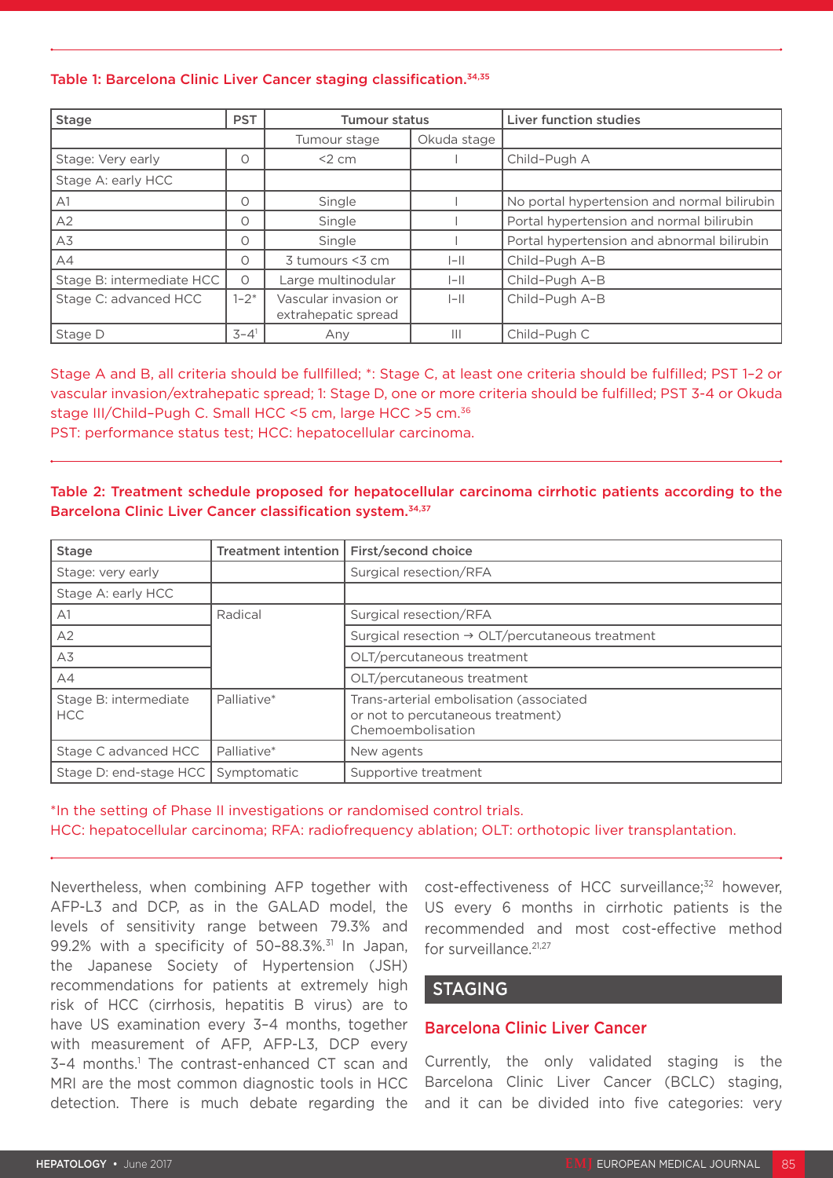**Table 1: Barcelona Clinic Liver Cancer staging classification.**[34,35]

| Stage | PST | Tumour status | | Liver function studies |
|---|---|---|---|---|
| | | Tumour stage | Okuda stage | |
| Stage: Very early | 0 | <2 cm | I | Child-Pugh A |
| Stage A: early HCC | | | | |
| A1 | 0 | Single | I | No portal hypertension and normal bilirubin |
| A2 | 0 | Single | I | Portal hypertension and normal bilirubin |
| A3 | 0 | Single | I | Portal hypertension and abnormal bilirubin |
| A4 | 0 | 3 tumours <3 cm | I–II | Child-Pugh A–B |
| Stage B: intermediate HCC | 0 | Large multinodular | I–II | Child-Pugh A–B |
| Stage C: advanced HCC | 1–2* | Vascular invasion or extrahepatic spread | I–II | Child-Pugh A–B |
| Stage D | 3–4[1] | Any | III | Child-Pugh C |

Stage A and B, all criteria should be fulfilled; *: Stage C, at least one criteria should be fulfilled; PST 1–2 or vascular invasion/extrahepatic spread; 1: Stage D, one or more criteria should be fulfilled; PST 3-4 or Okuda stage III/Child–Pugh C. Small HCC <5 cm, large HCC >5 cm.[36]
PST: performance status test; HCC: hepatocellular carcinoma.

**Table 2: Treatment schedule proposed for hepatocellular carcinoma cirrhotic patients according to the Barcelona Clinic Liver Cancer classification system.**[34,37]

| Stage | Treatment intention | First/second choice |
|---|---|---|
| Stage: very early | | Surgical resection/RFA |
| Stage A: early HCC | | |
| A1 | Radical | Surgical resection/RFA |
| A2 | | Surgical resection → OLT/percutaneous treatment |
| A3 | | OLT/percutaneous treatment |
| A4 | | OLT/percutaneous treatment |
| Stage B: intermediate HCC | Palliative* | Trans-arterial embolisation (associated or not to percutaneous treatment) Chemoembolisation |
| Stage C advanced HCC | Palliative* | New agents |
| Stage D: end-stage HCC | Symptomatic | Supportive treatment |

*In the setting of Phase II investigations or randomised control trials.
HCC: hepatocellular carcinoma; RFA: radiofrequency ablation; OLT: orthotopic liver transplantation.

Nevertheless, when combining AFP together with AFP-L3 and DCP, as in the GALAD model, the levels of sensitivity range between 79.3% and 99.2% with a specificity of 50–88.3%.[31] In Japan, the Japanese Society of Hypertension (JSH) recommendations for patients at extremely high risk of HCC (cirrhosis, hepatitis B virus) are to have US examination every 3–4 months, together with measurement of AFP, AFP-L3, DCP every 3–4 months.[1] The contrast-enhanced CT scan and MRI are the most common diagnostic tools in HCC detection. There is much debate regarding the cost-effectiveness of HCC surveillance;[32] however, US every 6 months in cirrhotic patients is the recommended and most cost-effective method for surveillance.[21,27]

## STAGING

### Barcelona Clinic Liver Cancer

Currently, the only validated staging is the Barcelona Clinic Liver Cancer (BCLC) staging, and it can be divided into five categories: very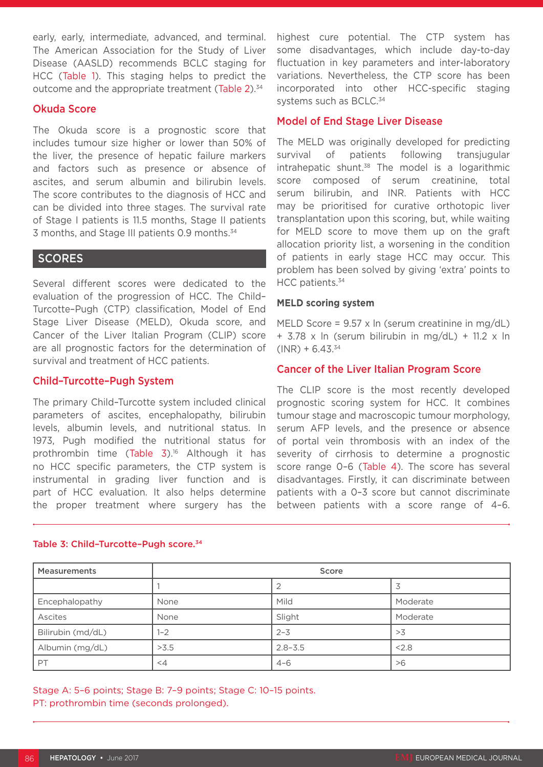early, early, intermediate, advanced, and terminal. The American Association for the Study of Liver Disease (AASLD) recommends BCLC staging for HCC (Table 1). This staging helps to predict the outcome and the appropriate treatment (Table 2).[34]

### Okuda Score

The Okuda score is a prognostic score that includes tumour size higher or lower than 50% of the liver, the presence of hepatic failure markers and factors such as presence or absence of ascites, and serum albumin and bilirubin levels. The score contributes to the diagnosis of HCC and can be divided into three stages. The survival rate of Stage I patients is 11.5 months, Stage II patients 3 months, and Stage III patients 0.9 months.[34]

## SCORES

Several different scores were dedicated to the evaluation of the progression of HCC. The Child–Turcotte–Pugh (CTP) classification, Model of End Stage Liver Disease (MELD), Okuda score, and Cancer of the Liver Italian Program (CLIP) score are all prognostic factors for the determination of survival and treatment of HCC patients.

### Child–Turcotte–Pugh System

The primary Child–Turcotte system included clinical parameters of ascites, encephalopathy, bilirubin levels, albumin levels, and nutritional status. In 1973, Pugh modified the nutritional status for prothrombin time (Table 3).[16] Although it has no HCC specific parameters, the CTP system is instrumental in grading liver function and is part of HCC evaluation. It also helps determine the proper treatment where surgery has the highest cure potential. The CTP system has some disadvantages, which include day-to-day fluctuation in key parameters and inter-laboratory variations. Nevertheless, the CTP score has been incorporated into other HCC-specific staging systems such as BCLC.[34]

### Model of End Stage Liver Disease

The MELD was originally developed for predicting survival of patients following transjugular intrahepatic shunt.[38] The model is a logarithmic score composed of serum creatinine, total serum bilirubin, and INR. Patients with HCC may be prioritised for curative orthotopic liver transplantation upon this scoring, but, while waiting for MELD score to move them up on the graft allocation priority list, a worsening in the condition of patients in early stage HCC may occur. This problem has been solved by giving 'extra' points to HCC patients.[34]

**MELD scoring system**

MELD Score = 9.57 x ln (serum creatinine in mg/dL) + 3.78 x ln (serum bilirubin in mg/dL) + 11.2 x ln (INR) + 6.43.[34]

### Cancer of the Liver Italian Program Score

The CLIP score is the most recently developed prognostic scoring system for HCC. It combines tumour stage and macroscopic tumour morphology, serum AFP levels, and the presence or absence of portal vein thrombosis with an index of the severity of cirrhosis to determine a prognostic score range 0–6 (Table 4). The score has several disadvantages. Firstly, it can discriminate between patients with a 0–3 score but cannot discriminate between patients with a score range of 4–6.

Table 3: Child–Turcotte–Pugh score.[34]

| Measurements | Score | | |
|---|---|---|---|
| | 1 | 2 | 3 |
| Encephalopathy | None | Mild | Moderate |
| Ascites | None | Slight | Moderate |
| Bilirubin (md/dL) | 1–2 | 2–3 | >3 |
| Albumin (mg/dL) | >3.5 | 2.8–3.5 | <2.8 |
| PT | <4 | 4–6 | >6 |

Stage A: 5–6 points; Stage B: 7–9 points; Stage C: 10–15 points.
PT: prothrombin time (seconds prolonged).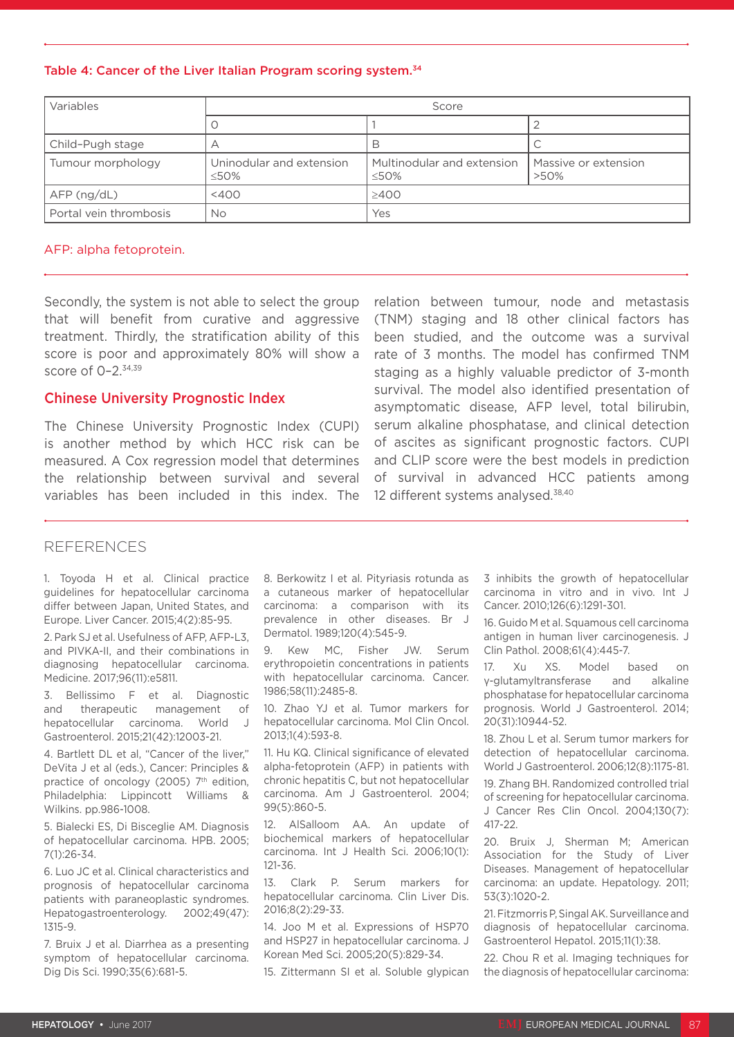**Table 4: Cancer of the Liver Italian Program scoring system.**[34]

| Variables | Score | | |
|---|---|---|---|
| | 0 | 1 | 2 |
| Child–Pugh stage | A | B | C |
| Tumour morphology | Uninodular and extension ≤50% | Multinodular and extension ≤50% | Massive or extension >50% |
| AFP (ng/dL) | <400 | ≥400 | |
| Portal vein thrombosis | No | Yes | |

AFP: alpha fetoprotein.

Secondly, the system is not able to select the group that will benefit from curative and aggressive treatment. Thirdly, the stratification ability of this score is poor and approximately 80% will show a score of 0–2.[34,39]

### Chinese University Prognostic Index

The Chinese University Prognostic Index (CUPI) is another method by which HCC risk can be measured. A Cox regression model that determines the relationship between survival and several variables has been included in this index. The relation between tumour, node and metastasis (TNM) staging and 18 other clinical factors has been studied, and the outcome was a survival rate of 3 months. The model has confirmed TNM staging as a highly valuable predictor of 3-month survival. The model also identified presentation of asymptomatic disease, AFP level, total bilirubin, serum alkaline phosphatase, and clinical detection of ascites as significant prognostic factors. CUPI and CLIP score were the best models in prediction of survival in advanced HCC patients among 12 different systems analysed.[38,40]

## REFERENCES

1. Toyoda H et al. Clinical practice guidelines for hepatocellular carcinoma differ between Japan, United States, and Europe. Liver Cancer. 2015;4(2):85-95.

2. Park SJ et al. Usefulness of AFP, AFP-L3, and PIVKA-II, and their combinations in diagnosing hepatocellular carcinoma. Medicine. 2017;96(11):e5811.

3. Bellissimo F et al. Diagnostic and therapeutic management of hepatocellular carcinoma. World J Gastroenterol. 2015;21(42):12003-21.

4. Bartlett DL et al, "Cancer of the liver," DeVita J et al (eds.), Cancer: Principles & practice of oncology (2005) 7th edition, Philadelphia: Lippincott Williams & Wilkins. pp.986-1008.

5. Bialecki ES, Di Bisceglie AM. Diagnosis of hepatocellular carcinoma. HPB. 2005; 7(1):26-34.

6. Luo JC et al. Clinical characteristics and prognosis of hepatocellular carcinoma patients with paraneoplastic syndromes. Hepatogastroenterology. 2002;49(47): 1315-9.

7. Bruix J et al. Diarrhea as a presenting symptom of hepatocellular carcinoma. Dig Dis Sci. 1990;35(6):681-5.

8. Berkowitz I et al. Pityriasis rotunda as a cutaneous marker of hepatocellular carcinoma: a comparison with its prevalence in other diseases. Br J Dermatol. 1989;120(4):545-9.

9. Kew MC, Fisher JW. Serum erythropoietin concentrations in patients with hepatocellular carcinoma. Cancer. 1986;58(11):2485-8.

10. Zhao YJ et al. Tumor markers for hepatocellular carcinoma. Mol Clin Oncol. 2013;1(4):593-8.

11. Hu KQ. Clinical significance of elevated alpha-fetoprotein (AFP) in patients with chronic hepatitis C, but not hepatocellular carcinoma. Am J Gastroenterol. 2004; 99(5):860-5.

12. AlSalloom AA. An update of biochemical markers of hepatocellular carcinoma. Int J Health Sci. 2006;10(1): 121-36.

13. Clark P. Serum markers for hepatocellular carcinoma. Clin Liver Dis. 2016;8(2):29-33.

14. Joo M et al. Expressions of HSP70 and HSP27 in hepatocellular carcinoma. J Korean Med Sci. 2005;20(5):829-34.

15. Zittermann SI et al. Soluble glypican 3 inhibits the growth of hepatocellular carcinoma in vitro and in vivo. Int J Cancer. 2010;126(6):1291-301.

16. Guido M et al. Squamous cell carcinoma antigen in human liver carcinogenesis. J Clin Pathol. 2008;61(4):445-7.

17. Xu XS. Model based on γ-glutamyltransferase and alkaline phosphatase for hepatocellular carcinoma prognosis. World J Gastroenterol. 2014; 20(31):10944-52.

18. Zhou L et al. Serum tumor markers for detection of hepatocellular carcinoma. World J Gastroenterol. 2006;12(8):1175-81.

19. Zhang BH. Randomized controlled trial of screening for hepatocellular carcinoma. J Cancer Res Clin Oncol. 2004;130(7): 417-22.

20. Bruix J, Sherman M; American Association for the Study of Liver Diseases. Management of hepatocellular carcinoma: an update. Hepatology. 2011; 53(3):1020-2.

21. Fitzmorris P, Singal AK. Surveillance and diagnosis of hepatocellular carcinoma. Gastroenterol Hepatol. 2015;11(1):38.

22. Chou R et al. Imaging techniques for the diagnosis of hepatocellular carcinoma: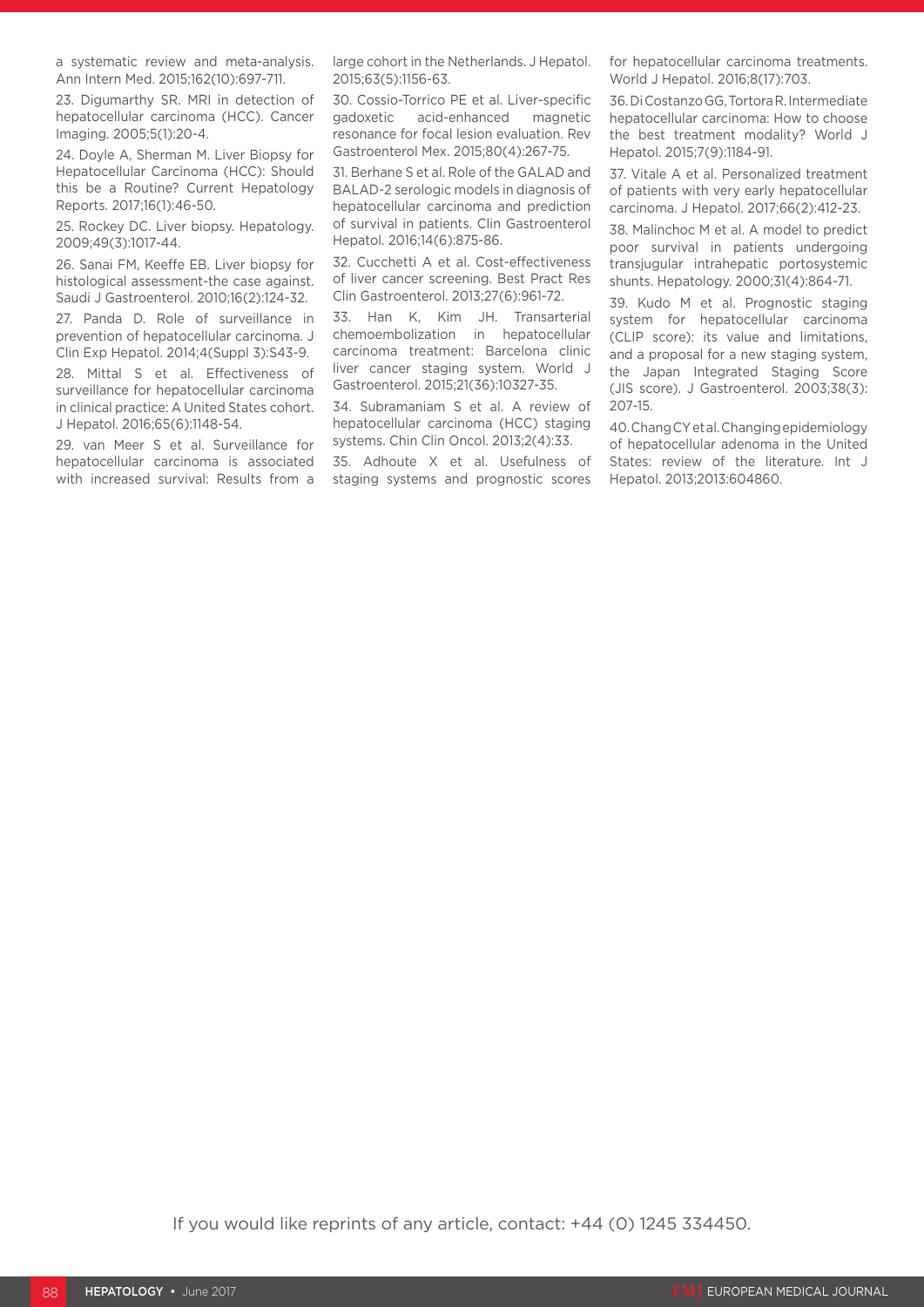a systematic review and meta-analysis. Ann Intern Med. 2015;162(10):697-711.

23. Digumarthy SR. MRI in detection of hepatocellular carcinoma (HCC). Cancer Imaging. 2005;5(1):20-4.

24. Doyle A, Sherman M. Liver Biopsy for Hepatocellular Carcinoma (HCC): Should this be a Routine? Current Hepatology Reports. 2017;16(1):46-50.

25. Rockey DC. Liver biopsy. Hepatology. 2009;49(3):1017-44.

26. Sanai FM, Keeffe EB. Liver biopsy for histological assessment-the case against. Saudi J Gastroenterol. 2010;16(2):124-32.

27. Panda D. Role of surveillance in prevention of hepatocellular carcinoma. J Clin Exp Hepatol. 2014;4(Suppl 3):S43-9.

28. Mittal S et al. Effectiveness of surveillance for hepatocellular carcinoma in clinical practice: A United States cohort. J Hepatol. 2016;65(6):1148-54.

29. van Meer S et al. Surveillance for hepatocellular carcinoma is associated with increased survival: Results from a large cohort in the Netherlands. J Hepatol. 2015;63(5):1156-63.

30. Cossio-Torrico PE et al. Liver-specific gadoxetic acid-enhanced magnetic resonance for focal lesion evaluation. Rev Gastroenterol Mex. 2015;80(4):267-75.

31. Berhane S et al. Role of the GALAD and BALAD-2 serologic models in diagnosis of hepatocellular carcinoma and prediction of survival in patients. Clin Gastroenterol Hepatol. 2016;14(6):875-86.

32. Cucchetti A et al. Cost-effectiveness of liver cancer screening. Best Pract Res Clin Gastroenterol. 2013;27(6):961-72.

33. Han K, Kim JH. Transarterial chemoembolization in hepatocellular carcinoma treatment: Barcelona clinic liver cancer staging system. World J Gastroenterol. 2015;21(36):10327-35.

34. Subramaniam S et al. A review of hepatocellular carcinoma (HCC) staging systems. Chin Clin Oncol. 2013;2(4):33.

35. Adhoute X et al. Usefulness of staging systems and prognostic scores for hepatocellular carcinoma treatments. World J Hepatol. 2016;8(17):703.

36. Di Costanzo GG, Tortora R. Intermediate hepatocellular carcinoma: How to choose the best treatment modality? World J Hepatol. 2015;7(9):1184-91.

37. Vitale A et al. Personalized treatment of patients with very early hepatocellular carcinoma. J Hepatol. 2017;66(2):412-23.

38. Malinchoc M et al. A model to predict poor survival in patients undergoing transjugular intrahepatic portosystemic shunts. Hepatology. 2000;31(4):864-71.

39. Kudo M et al. Prognostic staging system for hepatocellular carcinoma (CLIP score): its value and limitations, and a proposal for a new staging system, the Japan Integrated Staging Score (JIS score). J Gastroenterol. 2003;38(3):207-15.

40. Chang CY et al. Changing epidemiology of hepatocellular adenoma in the United States: review of the literature. Int J Hepatol. 2013;2013:604860.

If you would like reprints of any article, contact: +44 (0) 1245 334450.